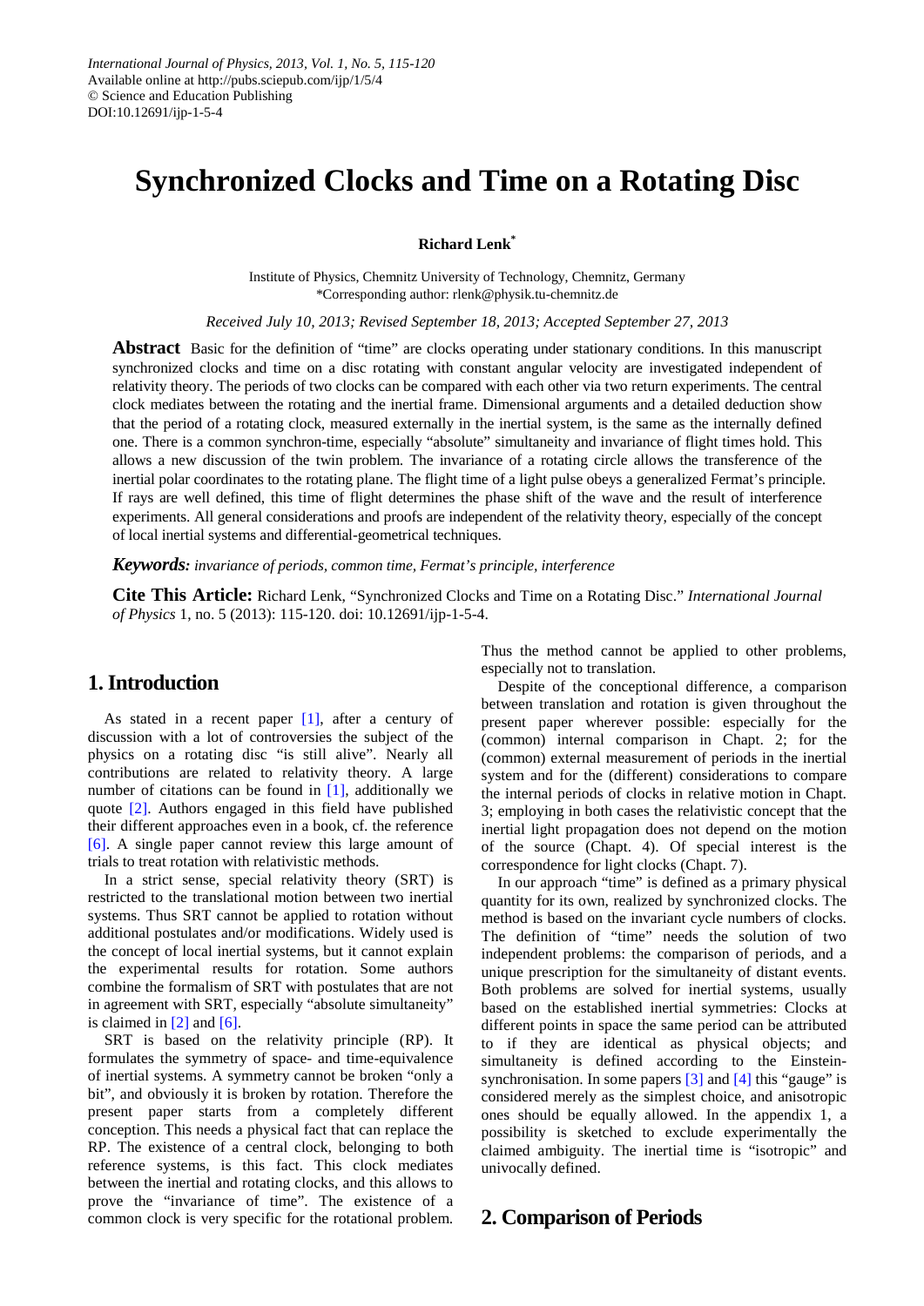International Journal of Physics, 2013, Vol. 1, No. 5, 115-120
Available online at http://pubs.sciepub.com/ijp/1/5/4
© Science and Education Publishing
DOI:10.12691/ijp-1-5-4

# Synchronized Clocks and Time on a Rotating Disc

**Richard Lenk***

Institute of Physics, Chemnitz University of Technology, Chemnitz, Germany
*Corresponding author: rlenk@physik.tu-chemnitz.de

*Received July 10, 2013; Revised September 18, 2013; Accepted September 27, 2013*

**Abstract** Basic for the definition of "time" are clocks operating under stationary conditions. In this manuscript synchronized clocks and time on a disc rotating with constant angular velocity are investigated independent of relativity theory. The periods of two clocks can be compared with each other via two return experiments. The central clock mediates between the rotating and the inertial frame. Dimensional arguments and a detailed deduction show that the period of a rotating clock, measured externally in the inertial system, is the same as the internally defined one. There is a common synchron-time, especially "absolute" simultaneity and invariance of flight times hold. This allows a new discussion of the twin problem. The invariance of a rotating circle allows the transference of the inertial polar coordinates to the rotating plane. The flight time of a light pulse obeys a generalized Fermat's principle. If rays are well defined, this time of flight determines the phase shift of the wave and the result of interference experiments. All general considerations and proofs are independent of the relativity theory, especially of the concept of local inertial systems and differential-geometrical techniques.

***Keywords:*** *invariance of periods, common time, Fermat's principle, interference*

**Cite This Article:** Richard Lenk, "Synchronized Clocks and Time on a Rotating Disc." *International Journal of Physics* 1, no. 5 (2013): 115-120. doi: 10.12691/ijp-1-5-4.

## 1. Introduction

As stated in a recent paper [1], after a century of discussion with a lot of controversies the subject of the physics on a rotating disc "is still alive". Nearly all contributions are related to relativity theory. A large number of citations can be found in [1], additionally we quote [2]. Authors engaged in this field have published their different approaches even in a book, cf. the reference [6]. A single paper cannot review this large amount of trials to treat rotation with relativistic methods.

In a strict sense, special relativity theory (SRT) is restricted to the translational motion between two inertial systems. Thus SRT cannot be applied to rotation without additional postulates and/or modifications. Widely used is the concept of local inertial systems, but it cannot explain the experimental results for rotation. Some authors combine the formalism of SRT with postulates that are not in agreement with SRT, especially "absolute simultaneity" is claimed in [2] and [6].

SRT is based on the relativity principle (RP). It formulates the symmetry of space- and time-equivalence of inertial systems. A symmetry cannot be broken "only a bit", and obviously it is broken by rotation. Therefore the present paper starts from a completely different conception. This needs a physical fact that can replace the RP. The existence of a central clock, belonging to both reference systems, is this fact. This clock mediates between the inertial and rotating clocks, and this allows to prove the "invariance of time". The existence of a common clock is very specific for the rotational problem. Thus the method cannot be applied to other problems, especially not to translation.

Despite of the conceptional difference, a comparison between translation and rotation is given throughout the present paper wherever possible: especially for the (common) internal comparison in Chapt. 2; for the (common) external measurement of periods in the inertial system and for the (different) considerations to compare the internal periods of clocks in relative motion in Chapt. 3; employing in both cases the relativistic concept that the inertial light propagation does not depend on the motion of the source (Chapt. 4). Of special interest is the correspondence for light clocks (Chapt. 7).

In our approach "time" is defined as a primary physical quantity for its own, realized by synchronized clocks. The method is based on the invariant cycle numbers of clocks. The definition of "time" needs the solution of two independent problems: the comparison of periods, and a unique prescription for the simultaneity of distant events. Both problems are solved for inertial systems, usually based on the established inertial symmetries: Clocks at different points in space the same period can be attributed to if they are identical as physical objects; and simultaneity is defined according to the Einstein-synchronisation. In some papers [3] and [4] this "gauge" is considered merely as the simplest choice, and anisotropic ones should be equally allowed. In the appendix 1, a possibility is sketched to exclude experimentally the claimed ambiguity. The inertial time is "isotropic" and univocally defined.

## 2. Comparison of Periods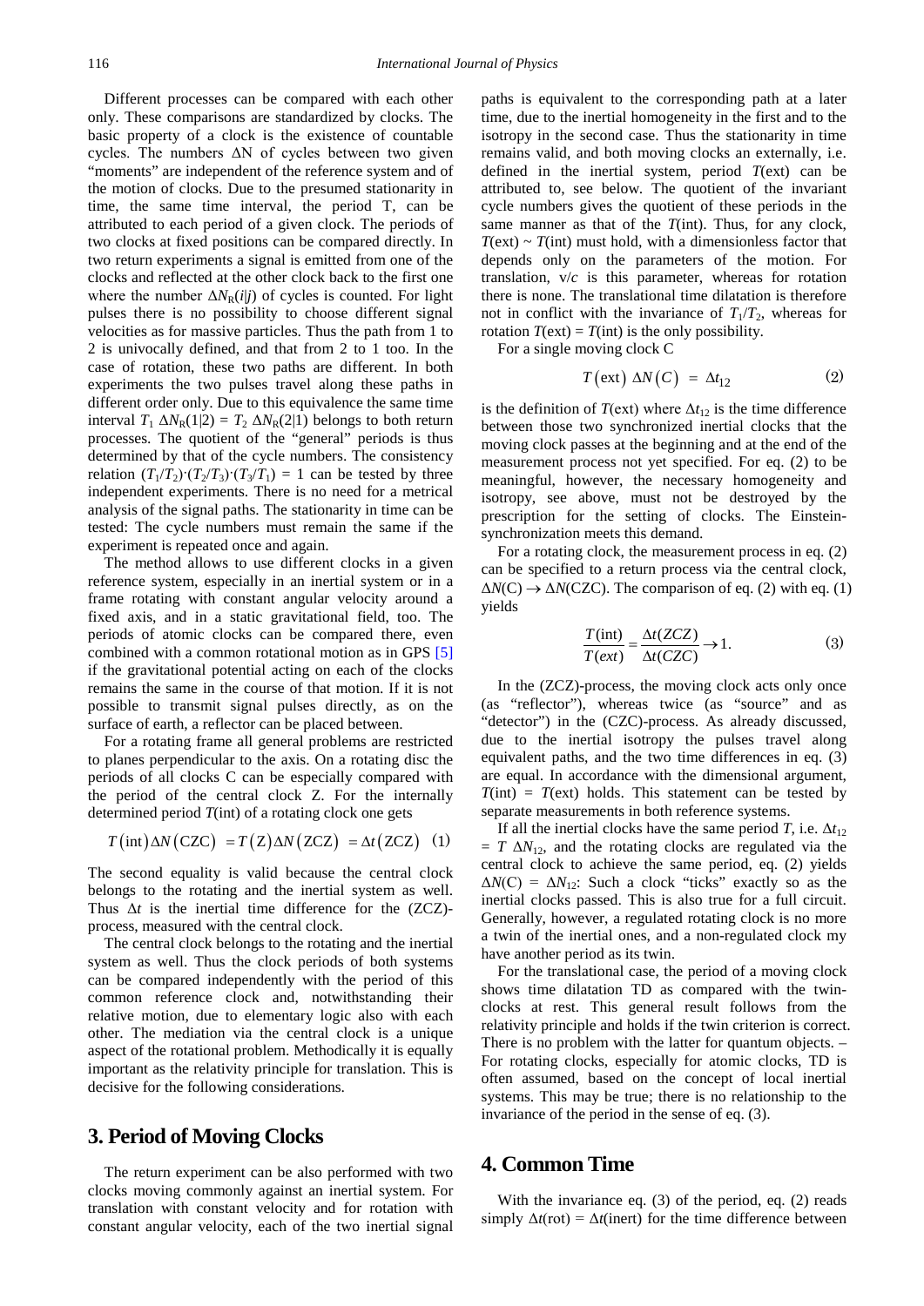Different processes can be compared with each other only. These comparisons are standardized by clocks. The basic property of a clock is the existence of countable cycles. The numbers $\Delta N$ of cycles between two given "moments" are independent of the reference system and of the motion of clocks. Due to the presumed stationarity in time, the same time interval, the period T, can be attributed to each period of a given clock. The periods of two clocks at fixed positions can be compared directly. In two return experiments a signal is emitted from one of the clocks and reflected at the other clock back to the first one where the number $\Delta N_R(i|j)$ of cycles is counted. For light pulses there is no possibility to choose different signal velocities as for massive particles. Thus the path from 1 to 2 is univocally defined, and that from 2 to 1 too. In the case of rotation, these two paths are different. In both experiments the two pulses travel along these paths in different order only. Due to this equivalence the same time interval $T_1\, \Delta N_R(1|2) = T_2\, \Delta N_R(2|1)$ belongs to both return processes. The quotient of the "general" periods is thus determined by that of the cycle numbers. The consistency relation $(T_1/T_2)\cdot(T_2/T_3)\cdot(T_3/T_1) = 1$ can be tested by three independent experiments. There is no need for a metrical analysis of the signal paths. The stationarity in time can be tested: The cycle numbers must remain the same if the experiment is repeated once and again.

The method allows to use different clocks in a given reference system, especially in an inertial system or in a frame rotating with constant angular velocity around a fixed axis, and in a static gravitational field, too. The periods of atomic clocks can be compared there, even combined with a common rotational motion as in GPS [5] if the gravitational potential acting on each of the clocks remains the same in the course of that motion. If it is not possible to transmit signal pulses directly, as on the surface of earth, a reflector can be placed between.

For a rotating frame all general problems are restricted to planes perpendicular to the axis. On a rotating disc the periods of all clocks C can be especially compared with the period of the central clock Z. For the internally determined period $T$(int) of a rotating clock one gets

$$T(\text{int})\Delta N(\text{CZC}) = T(\text{Z})\Delta N(\text{ZCZ}) = \Delta t(\text{ZCZ}) \quad (1)$$

The second equality is valid because the central clock belongs to the rotating and the inertial system as well. Thus $\Delta t$ is the inertial time difference for the (ZCZ)-process, measured with the central clock.

The central clock belongs to the rotating and the inertial system as well. Thus the clock periods of both systems can be compared independently with the period of this common reference clock and, notwithstanding their relative motion, due to elementary logic also with each other. The mediation via the central clock is a unique aspect of the rotational problem. Methodically it is equally important as the relativity principle for translation. This is decisive for the following considerations.

## 3. Period of Moving Clocks

The return experiment can be also performed with two clocks moving commonly against an inertial system. For translation with constant velocity and for rotation with constant angular velocity, each of the two inertial signal paths is equivalent to the corresponding path at a later time, due to the inertial homogeneity in the first and to the isotropy in the second case. Thus the stationarity in time remains valid, and both moving clocks an externally, i.e. defined in the inertial system, period $T$(ext) can be attributed to, see below. The quotient of the invariant cycle numbers gives the quotient of these periods in the same manner as that of the $T$(int). Thus, for any clock, $T(\text{ext}) \sim T(\text{int})$ must hold, with a dimensionless factor that depends only on the parameters of the motion. For translation, $v/c$ is this parameter, whereas for rotation there is none. The translational time dilatation is therefore not in conflict with the invariance of $T_1/T_2$, whereas for rotation $T(\text{ext}) = T(\text{int})$ is the only possibility.

For a single moving clock C

$$T(\text{ext})\, \Delta N(C) = \Delta t_{12} \quad (2)$$

is the definition of $T$(ext) where $\Delta t_{12}$ is the time difference between those two synchronized inertial clocks that the moving clock passes at the beginning and at the end of the measurement process not yet specified. For eq. (2) to be meaningful, however, the necessary homogeneity and isotropy, see above, must not be destroyed by the prescription for the setting of clocks. The Einstein-synchronization meets this demand.

For a rotating clock, the measurement process in eq. (2) can be specified to a return process via the central clock, $\Delta N(\text{C}) \rightarrow \Delta N(\text{CZC})$. The comparison of eq. (2) with eq. (1) yields

$$\frac{T(\text{int})}{T(ext)} = \frac{\Delta t(ZCZ)}{\Delta t(CZC)} \rightarrow 1. \quad (3)$$

In the (ZCZ)-process, the moving clock acts only once (as "reflector"), whereas twice (as "source" and as "detector") in the (CZC)-process. As already discussed, due to the inertial isotropy the pulses travel along equivalent paths, and the two time differences in eq. (3) are equal. In accordance with the dimensional argument, $T(\text{int}) = T(\text{ext})$ holds. This statement can be tested by separate measurements in both reference systems.

If all the inertial clocks have the same period $T$, i.e. $\Delta t_{12} = T\, \Delta N_{12}$, and the rotating clocks are regulated via the central clock to achieve the same period, eq. (2) yields $\Delta N(\text{C}) = \Delta N_{12}$: Such a clock "ticks" exactly so as the inertial clocks passed. This is also true for a full circuit. Generally, however, a regulated rotating clock is no more a twin of the inertial ones, and a non-regulated clock my have another period as its twin.

For the translational case, the period of a moving clock shows time dilatation TD as compared with the twin-clocks at rest. This general result follows from the relativity principle and holds if the twin criterion is correct. There is no problem with the latter for quantum objects. – For rotating clocks, especially for atomic clocks, TD is often assumed, based on the concept of local inertial systems. This may be true; there is no relationship to the invariance of the period in the sense of eq. (3).

## 4. Common Time

With the invariance eq. (3) of the period, eq. (2) reads simply $\Delta t(\text{rot}) = \Delta t(\text{inert})$ for the time difference between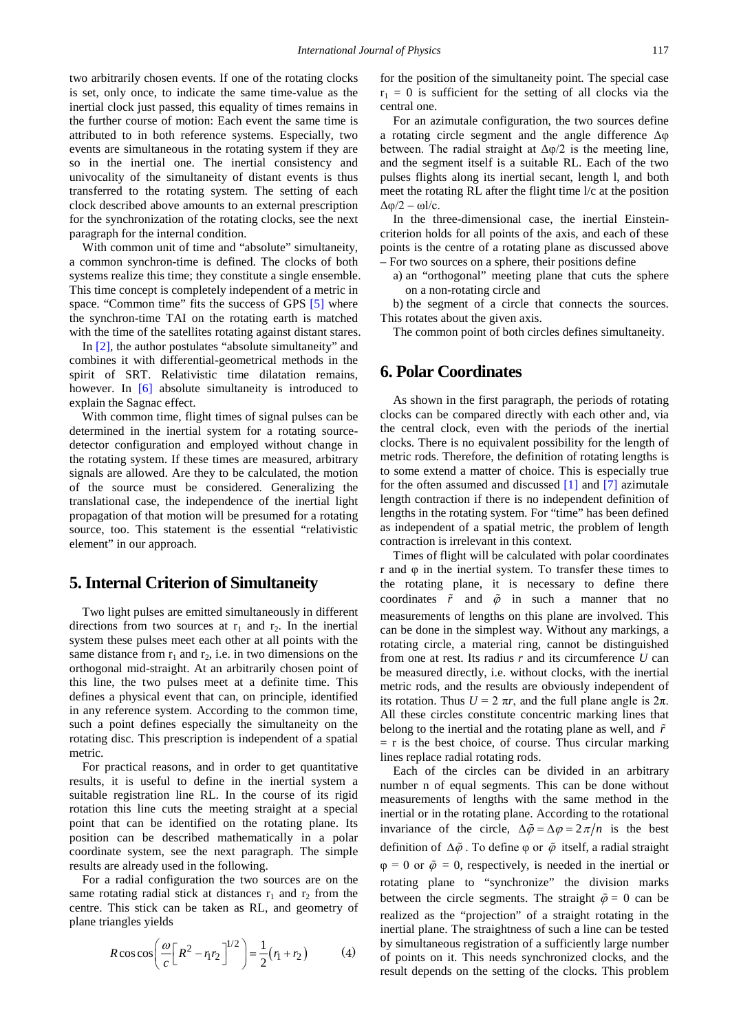two arbitrarily chosen events. If one of the rotating clocks is set, only once, to indicate the same time-value as the inertial clock just passed, this equality of times remains in the further course of motion: Each event the same time is attributed to in both reference systems. Especially, two events are simultaneous in the rotating system if they are so in the inertial one. The inertial consistency and univocality of the simultaneity of distant events is thus transferred to the rotating system. The setting of each clock described above amounts to an external prescription for the synchronization of the rotating clocks, see the next paragraph for the internal condition.

With common unit of time and "absolute" simultaneity, a common synchron-time is defined. The clocks of both systems realize this time; they constitute a single ensemble. This time concept is completely independent of a metric in space. "Common time" fits the success of GPS [5] where the synchron-time TAI on the rotating earth is matched with the time of the satellites rotating against distant stares.

In [2], the author postulates "absolute simultaneity" and combines it with differential-geometrical methods in the spirit of SRT. Relativistic time dilatation remains, however. In [6] absolute simultaneity is introduced to explain the Sagnac effect.

With common time, flight times of signal pulses can be determined in the inertial system for a rotating source-detector configuration and employed without change in the rotating system. If these times are measured, arbitrary signals are allowed. Are they to be calculated, the motion of the source must be considered. Generalizing the translational case, the independence of the inertial light propagation of that motion will be presumed for a rotating source, too. This statement is the essential "relativistic element" in our approach.

## 5. Internal Criterion of Simultaneity

Two light pulses are emitted simultaneously in different directions from two sources at $r_1$ and $r_2$. In the inertial system these pulses meet each other at all points with the same distance from $r_1$ and $r_2$, i.e. in two dimensions on the orthogonal mid-straight. At an arbitrarily chosen point of this line, the two pulses meet at a definite time. This defines a physical event that can, on principle, identified in any reference system. According to the common time, such a point defines especially the simultaneity on the rotating disc. This prescription is independent of a spatial metric.

For practical reasons, and in order to get quantitative results, it is useful to define in the inertial system a suitable registration line RL. In the course of its rigid rotation this line cuts the meeting straight at a special point that can be identified on the rotating plane. Its position can be described mathematically in a polar coordinate system, see the next paragraph. The simple results are already used in the following.

For a radial configuration the two sources are on the same rotating radial stick at distances $r_1$ and $r_2$ from the centre. This stick can be taken as RL, and geometry of plane triangles yields

$$R\cos\cos\left(\frac{\omega}{c}\left[R^2 - r_1 r_2\right]^{1/2}\right) = \frac{1}{2}\left(r_1 + r_2\right) \qquad (4)$$

for the position of the simultaneity point. The special case $r_1 = 0$ is sufficient for the setting of all clocks via the central one.

For an azimutale configuration, the two sources define a rotating circle segment and the angle difference $\Delta\varphi$ between. The radial straight at $\Delta\varphi/2$ is the meeting line, and the segment itself is a suitable RL. Each of the two pulses flights along its inertial secant, length l, and both meet the rotating RL after the flight time l/c at the position $\Delta\varphi/2 - \omega l/c$.

In the three-dimensional case, the inertial Einstein-criterion holds for all points of the axis, and each of these points is the centre of a rotating plane as discussed above – For two sources on a sphere, their positions define

a) an "orthogonal" meeting plane that cuts the sphere on a non-rotating circle and

b) the segment of a circle that connects the sources. This rotates about the given axis.

The common point of both circles defines simultaneity.

## 6. Polar Coordinates

As shown in the first paragraph, the periods of rotating clocks can be compared directly with each other and, via the central clock, even with the periods of the inertial clocks. There is no equivalent possibility for the length of metric rods. Therefore, the definition of rotating lengths is to some extend a matter of choice. This is especially true for the often assumed and discussed [1] and [7] azimutale length contraction if there is no independent definition of lengths in the rotating system. For "time" has been defined as independent of a spatial metric, the problem of length contraction is irrelevant in this context.

Times of flight will be calculated with polar coordinates r and $\varphi$ in the inertial system. To transfer these times to the rotating plane, it is necessary to define there coordinates $\tilde{r}$ and $\tilde{\varphi}$ in such a manner that no measurements of lengths on this plane are involved. This can be done in the simplest way. Without any markings, a rotating circle, a material ring, cannot be distinguished from one at rest. Its radius *r* and its circumference *U* can be measured directly, i.e. without clocks, with the inertial metric rods, and the results are obviously independent of its rotation. Thus $U = 2\pi r$, and the full plane angle is $2\pi$. All these circles constitute concentric marking lines that belong to the inertial and the rotating plane as well, and $\tilde{r} = r$ is the best choice, of course. Thus circular marking lines replace radial rotating rods.

Each of the circles can be divided in an arbitrary number n of equal segments. This can be done without measurements of lengths with the same method in the inertial or in the rotating plane. According to the rotational invariance of the circle, $\Delta\tilde{\varphi} = \Delta\varphi = 2\pi/n$ is the best definition of $\Delta\tilde{\varphi}$. To define $\varphi$ or $\tilde{\varphi}$ itself, a radial straight $\varphi = 0$ or $\tilde{\varphi} = 0$, respectively, is needed in the inertial or rotating plane to "synchronize" the division marks between the circle segments. The straight $\tilde{\varphi} = 0$ can be realized as the "projection" of a straight rotating in the inertial plane. The straightness of such a line can be tested by simultaneous registration of a sufficiently large number of points on it. This needs synchronized clocks, and the result depends on the setting of the clocks. This problem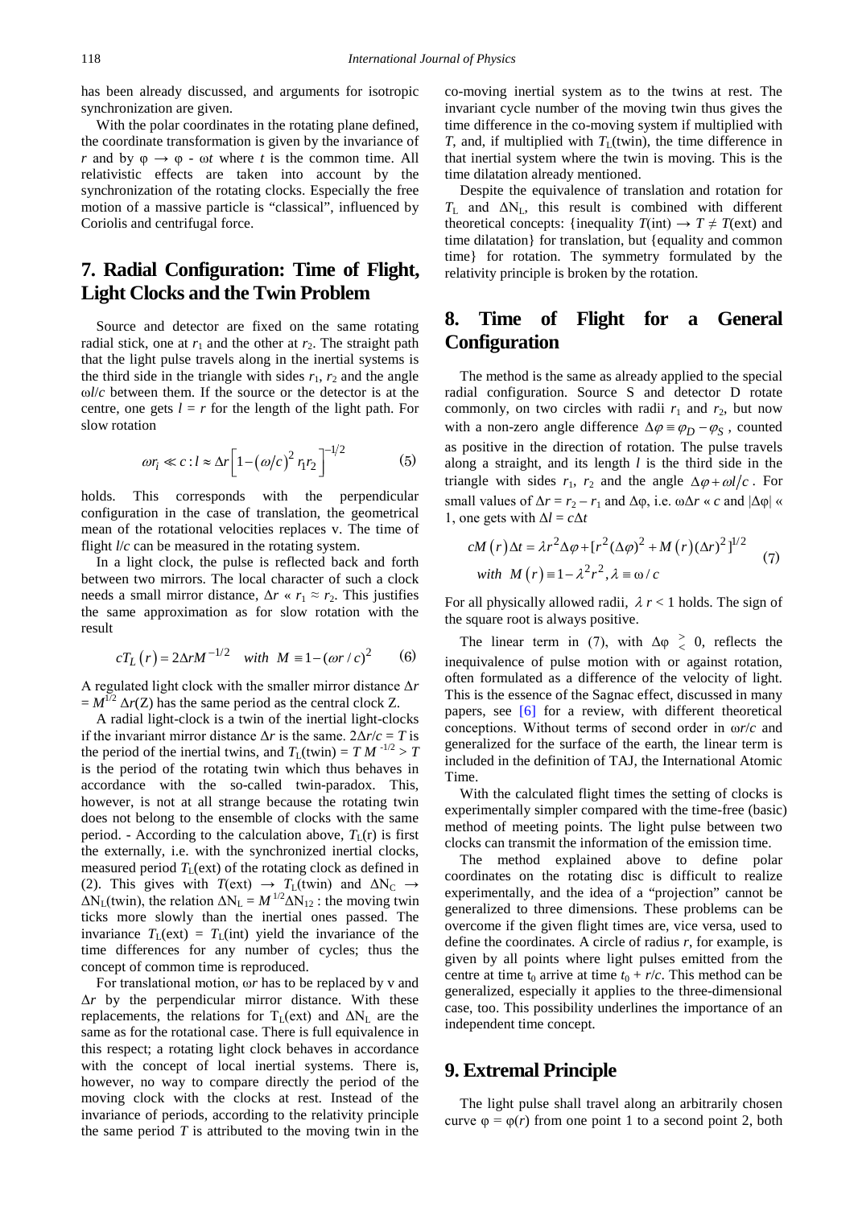has been already discussed, and arguments for isotropic synchronization are given.

With the polar coordinates in the rotating plane defined, the coordinate transformation is given by the invariance of $r$ and by $\varphi \to \varphi - \omega t$ where $t$ is the common time. All relativistic effects are taken into account by the synchronization of the rotating clocks. Especially the free motion of a massive particle is "classical", influenced by Coriolis and centrifugal force.

## 7. Radial Configuration: Time of Flight, Light Clocks and the Twin Problem

Source and detector are fixed on the same rotating radial stick, one at $r_1$ and the other at $r_2$. The straight path that the light pulse travels along in the inertial systems is the third side in the triangle with sides $r_1$, $r_2$ and the angle $\omega l/c$ between them. If the source or the detector is at the centre, one gets $l = r$ for the length of the light path. For slow rotation

$$\omega r_i \ll c : l \approx \Delta r \left[1-(\omega/c)^2 r_1 r_2\right]^{-1/2} \qquad (5)$$

holds. This corresponds with the perpendicular configuration in the case of translation, the geometrical mean of the rotational velocities replaces v. The time of flight $l/c$ can be measured in the rotating system.

In a light clock, the pulse is reflected back and forth between two mirrors. The local character of such a clock needs a small mirror distance, $\Delta r \ll r_1 \approx r_2$. This justifies the same approximation as for slow rotation with the result

$$cT_L(r) = 2\Delta r M^{-1/2} \quad with \;\; M \equiv 1-(\omega r/c)^2 \qquad (6)$$

A regulated light clock with the smaller mirror distance $\Delta r = M^{1/2}\,\Delta r(\mathrm{Z})$ has the same period as the central clock Z.

A radial light-clock is a twin of the inertial light-clocks if the invariant mirror distance $\Delta r$ is the same. $2\Delta r/c = T$ is the period of the inertial twins, and $T_L(\text{twin}) = T\,M^{-1/2} > T$ is the period of the rotating twin which thus behaves in accordance with the so-called twin-paradox. This, however, is not at all strange because the rotating twin does not belong to the ensemble of clocks with the same period. - According to the calculation above, $T_L(r)$ is first the externally, i.e. with the synchronized inertial clocks, measured period $T_L(\text{ext})$ of the rotating clock as defined in (2). This gives with $T(\text{ext}) \to T_L(\text{twin})$ and $\Delta N_C \to \Delta N_L(\text{twin})$, the relation $\Delta N_L = M^{1/2}\Delta N_{12}$ : the moving twin ticks more slowly than the inertial ones passed. The invariance $T_L(\text{ext}) = T_L(\text{int})$ yield the invariance of the time differences for any number of cycles; thus the concept of common time is reproduced.

For translational motion, $\omega r$ has to be replaced by v and $\Delta r$ by the perpendicular mirror distance. With these replacements, the relations for $T_L(\text{ext})$ and $\Delta N_L$ are the same as for the rotational case. There is full equivalence in this respect; a rotating light clock behaves in accordance with the concept of local inertial systems. There is, however, no way to compare directly the period of the moving clock with the clocks at rest. Instead of the invariance of periods, according to the relativity principle the same period $T$ is attributed to the moving twin in the co-moving inertial system as to the twins at rest. The invariant cycle number of the moving twin thus gives the time difference in the co-moving system if multiplied with $T$, and, if multiplied with $T_L(\text{twin})$, the time difference in that inertial system where the twin is moving. This is the time dilatation already mentioned.

Despite the equivalence of translation and rotation for $T_L$ and $\Delta N_L$, this result is combined with different theoretical concepts: {inequality $T(\text{int}) \to T \neq T(\text{ext})$ and time dilatation} for translation, but {equality and common time} for rotation. The symmetry formulated by the relativity principle is broken by the rotation.

## 8. Time of Flight for a General Configuration

The method is the same as already applied to the special radial configuration. Source S and detector D rotate commonly, on two circles with radii $r_1$ and $r_2$, but now with a non-zero angle difference $\Delta\varphi \equiv \varphi_D - \varphi_S$, counted as positive in the direction of rotation. The pulse travels along a straight, and its length $l$ is the third side in the triangle with sides $r_1$, $r_2$ and the angle $\Delta\varphi + \omega l/c$. For small values of $\Delta r = r_2 - r_1$ and $\Delta\varphi$, i.e. $\omega\Delta r \ll c$ and $|\Delta\varphi| \ll 1$, one gets with $\Delta l = c\Delta t$

$$\begin{aligned} cM(r)\Delta t &= \lambda r^2 \Delta\varphi + [r^2(\Delta\varphi)^2 + M(r)(\Delta r)^2]^{1/2} \\ with\;\; M(r) &\equiv 1-\lambda^2 r^2, \lambda \equiv \omega/c \end{aligned} \qquad (7)$$

For all physically allowed radii, $\lambda r < 1$ holds. The sign of the square root is always positive.

The linear term in (7), with $\Delta\varphi \gtrless 0$, reflects the inequivalence of pulse motion with or against rotation, often formulated as a difference of the velocity of light. This is the essence of the Sagnac effect, discussed in many papers, see [6] for a review, with different theoretical conceptions. Without terms of second order in $\omega r/c$ and generalized for the surface of the earth, the linear term is included in the definition of TAJ, the International Atomic Time.

With the calculated flight times the setting of clocks is experimentally simpler compared with the time-free (basic) method of meeting points. The light pulse between two clocks can transmit the information of the emission time.

The method explained above to define polar coordinates on the rotating disc is difficult to realize experimentally, and the idea of a "projection" cannot be generalized to three dimensions. These problems can be overcome if the given flight times are, vice versa, used to define the coordinates. A circle of radius $r$, for example, is given by all points where light pulses emitted from the centre at time $t_0$ arrive at time $t_0 + r/c$. This method can be generalized, especially it applies to the three-dimensional case, too. This possibility underlines the importance of an independent time concept.

## 9. Extremal Principle

The light pulse shall travel along an arbitrarily chosen curve $\varphi = \varphi(r)$ from one point 1 to a second point 2, both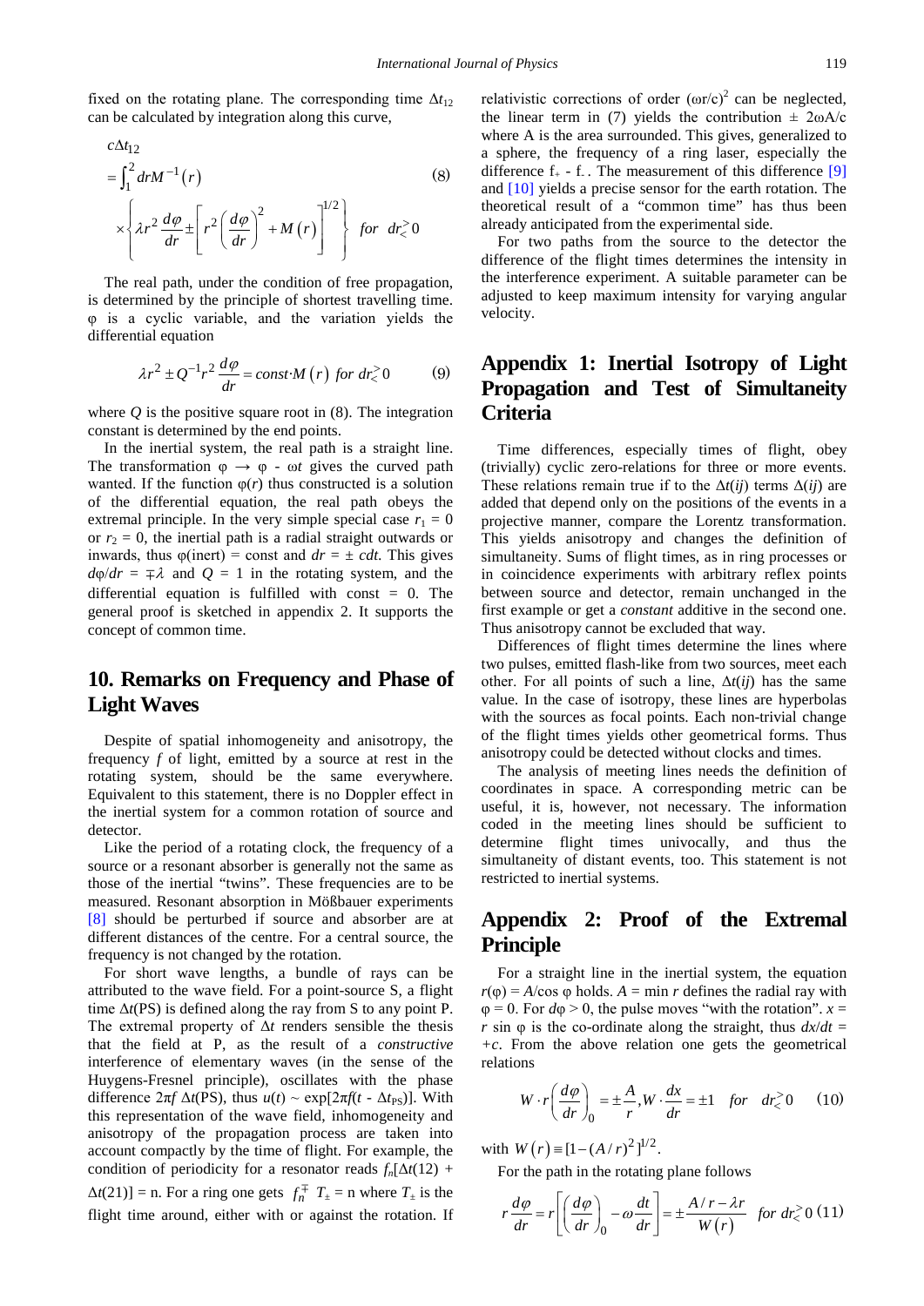fixed on the rotating plane. The corresponding time $\Delta t_{12}$ can be calculated by integration along this curve,

$$c\Delta t_{12} = \int_1^2 dr M^{-1}(r) \times \left\{ \lambda r^2 \frac{d\varphi}{dr} \pm \left[ r^2 \left( \frac{d\varphi}{dr} \right)^2 + M(r) \right]^{1/2} \right\} \quad for \quad dr \gtrless 0 \tag{8}$$

The real path, under the condition of free propagation, is determined by the principle of shortest travelling time. φ is a cyclic variable, and the variation yields the differential equation

$$\lambda r^2 \pm Q^{-1} r^2 \frac{d\varphi}{dr} = const \cdot M(r) \quad for \quad dr \gtrless 0 \tag{9}$$

where $Q$ is the positive square root in (8). The integration constant is determined by the end points.

In the inertial system, the real path is a straight line. The transformation $\varphi \rightarrow \varphi - \omega t$ gives the curved path wanted. If the function $\varphi(r)$ thus constructed is a solution of the differential equation, the real path obeys the extremal principle. In the very simple special case $r_1 = 0$ or $r_2 = 0$, the inertial path is a radial straight outwards or inwards, thus $\varphi(\text{inert}) = \text{const}$ and $dr = \pm\, cdt$. This gives $d\varphi/dr = \mp\lambda$ and $Q = 1$ in the rotating system, and the differential equation is fulfilled with const = 0. The general proof is sketched in appendix 2. It supports the concept of common time.

## 10. Remarks on Frequency and Phase of Light Waves

Despite of spatial inhomogeneity and anisotropy, the frequency $f$ of light, emitted by a source at rest in the rotating system, should be the same everywhere. Equivalent to this statement, there is no Doppler effect in the inertial system for a common rotation of source and detector.

Like the period of a rotating clock, the frequency of a source or a resonant absorber is generally not the same as those of the inertial "twins". These frequencies are to be measured. Resonant absorption in Mößbauer experiments [8] should be perturbed if source and absorber are at different distances of the centre. For a central source, the frequency is not changed by the rotation.

For short wave lengths, a bundle of rays can be attributed to the wave field. For a point-source S, a flight time $\Delta t(\text{PS})$ is defined along the ray from S to any point P. The extremal property of $\Delta t$ renders sensible the thesis that the field at P, as the result of a *constructive* interference of elementary waves (in the sense of the Huygens-Fresnel principle), oscillates with the phase difference $2\pi f\,\Delta t(\text{PS})$, thus $u(t) \sim \exp[2\pi f(t - \Delta t_{\text{PS}})]$. With this representation of the wave field, inhomogeneity and anisotropy of the propagation process are taken into account compactly by the time of flight. For example, the condition of periodicity for a resonator reads $f_n[\Delta t(12) + \Delta t(21)] = n$. For a ring one gets $f_n^{\mp}\, T_{\pm} = n$ where $T_{\pm}$ is the flight time around, either with or against the rotation. If relativistic corrections of order $(\omega r/c)^2$ can be neglected, the linear term in (7) yields the contribution $\pm\, 2\omega A/c$ where A is the area surrounded. This gives, generalized to a sphere, the frequency of a ring laser, especially the difference $f_+ - f_-$. The measurement of this difference [9] and [10] yields a precise sensor for the earth rotation. The theoretical result of a "common time" has thus been already anticipated from the experimental side.

For two paths from the source to the detector the difference of the flight times determines the intensity in the interference experiment. A suitable parameter can be adjusted to keep maximum intensity for varying angular velocity.

## Appendix 1: Inertial Isotropy of Light Propagation and Test of Simultaneity Criteria

Time differences, especially times of flight, obey (trivially) cyclic zero-relations for three or more events. These relations remain true if to the $\Delta t(ij)$ terms $\Delta(ij)$ are added that depend only on the positions of the events in a projective manner, compare the Lorentz transformation. This yields anisotropy and changes the definition of simultaneity. Sums of flight times, as in ring processes or in coincidence experiments with arbitrary reflex points between source and detector, remain unchanged in the first example or get a *constant* additive in the second one. Thus anisotropy cannot be excluded that way.

Differences of flight times determine the lines where two pulses, emitted flash-like from two sources, meet each other. For all points of such a line, $\Delta t(ij)$ has the same value. In the case of isotropy, these lines are hyperbolas with the sources as focal points. Each non-trivial change of the flight times yields other geometrical forms. Thus anisotropy could be detected without clocks and times.

The analysis of meeting lines needs the definition of coordinates in space. A corresponding metric can be useful, it is, however, not necessary. The information coded in the meeting lines should be sufficient to determine flight times univocally, and thus the simultaneity of distant events, too. This statement is not restricted to inertial systems.

## Appendix 2: Proof of the Extremal Principle

For a straight line in the inertial system, the equation $r(\varphi) = A/\cos\varphi$ holds. $A = \min r$ defines the radial ray with $\varphi = 0$. For $d\varphi > 0$, the pulse moves "with the rotation". $x = r\sin\varphi$ is the co-ordinate along the straight, thus $dx/dt = +c$. From the above relation one gets the geometrical relations

$$W \cdot r\left(\frac{d\varphi}{dr}\right)_0 = \pm\frac{A}{r},\; W \cdot \frac{dx}{dr} = \pm 1 \quad for \quad dr \gtrless 0 \tag{10}$$

with $W(r) \equiv [1 - (A/r)^2]^{1/2}$.

For the path in the rotating plane follows

$$r\frac{d\varphi}{dr} = r\left[\left(\frac{d\varphi}{dr}\right)_0 - \omega\frac{dt}{dr}\right] = \pm\frac{A/r - \lambda r}{W(r)} \quad for \quad dr \gtrless 0 \tag{11}$$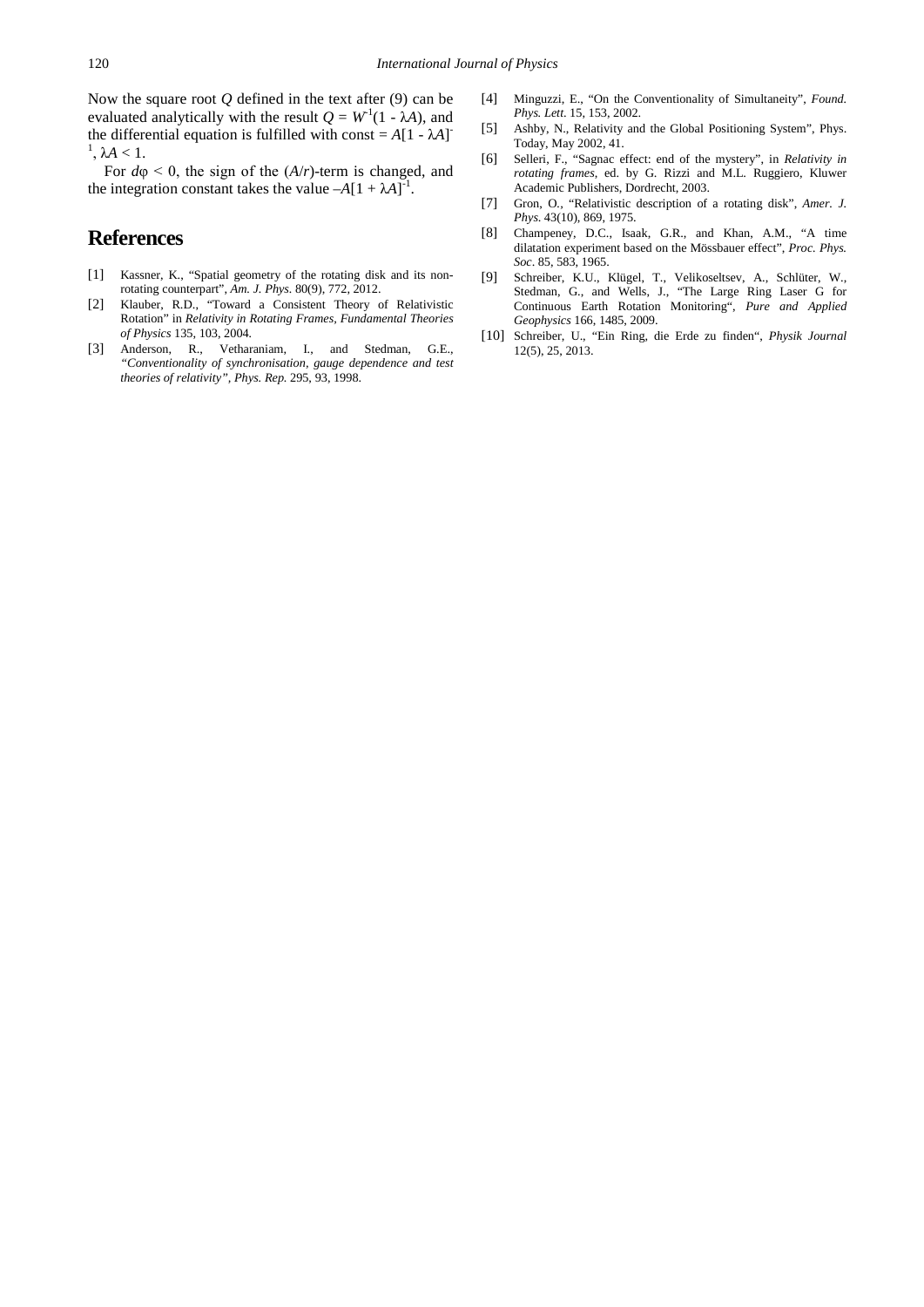Now the square root $Q$ defined in the text after (9) can be evaluated analytically with the result $Q = W^{-1}(1 - \lambda A)$, and the differential equation is fulfilled with const $= A[1 - \lambda A]^{-1}$, $\lambda A < 1$.

For $d\varphi < 0$, the sign of the $(A/r)$-term is changed, and the integration constant takes the value $-A[1 + \lambda A]^{-1}$.

## References

[1] Kassner, K., "Spatial geometry of the rotating disk and its non-rotating counterpart", *Am. J. Phys*. 80(9), 772, 2012.

[2] Klauber, R.D., "Toward a Consistent Theory of Relativistic Rotation" in *Relativity in Rotating Frames*, *Fundamental Theories of Physics* 135, 103, 2004.

[3] Anderson, R., Vetharaniam, I., and Stedman, G.E., *"Conventionality of synchronisation, gauge dependence and test theories of relativity", Phys. Rep.* 295, 93, 1998.

[4] Minguzzi, E., "On the Conventionality of Simultaneity", *Found. Phys. Lett*. 15, 153, 2002.

[5] Ashby, N., Relativity and the Global Positioning System", Phys. Today, May 2002, 41.

[6] Selleri, F., "Sagnac effect: end of the mystery", in *Relativity in rotating frames*, ed. by G. Rizzi and M.L. Ruggiero, Kluwer Academic Publishers, Dordrecht, 2003.

[7] Gron, O., "Relativistic description of a rotating disk", *Amer. J. Phys*. 43(10), 869, 1975.

[8] Champeney, D.C., Isaak, G.R., and Khan, A.M., "A time dilatation experiment based on the Mössbauer effect", *Proc. Phys. Soc*. 85, 583, 1965.

[9] Schreiber, K.U., Klügel, T., Velikoseltsev, A., Schlüter, W., Stedman, G., and Wells, J., "The Large Ring Laser G for Continuous Earth Rotation Monitoring", *Pure and Applied Geophysics* 166, 1485, 2009.

[10] Schreiber, U., "Ein Ring, die Erde zu finden", *Physik Journal* 12(5), 25, 2013.